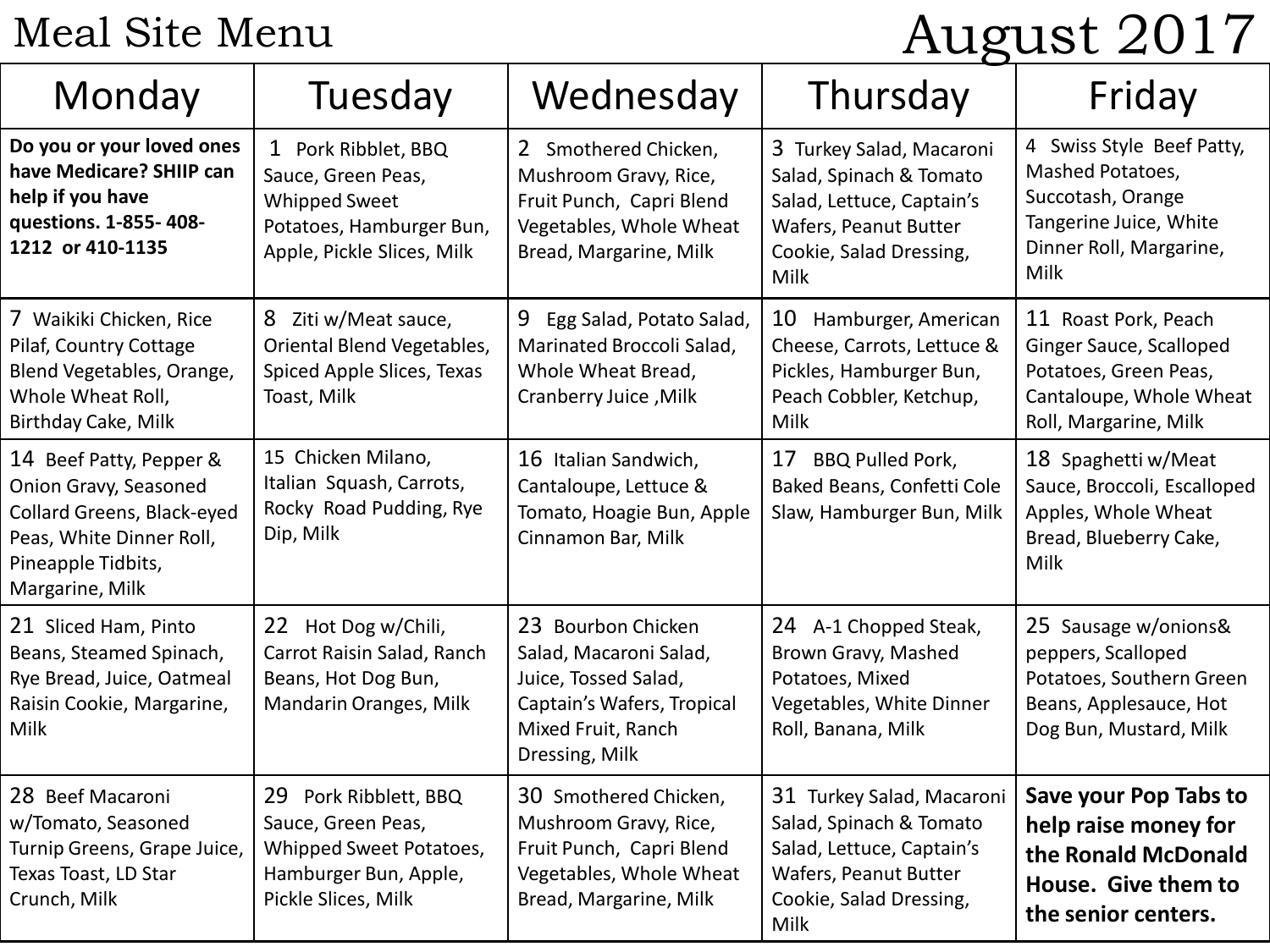# Meal Site Menu

# August 2017

| Monday | Tuesday | Wednesday | Thursday | Friday |
|---|---|---|---|---|
| **Do you or your loved ones have Medicare? SHIIP can help if you have questions. 1-855- 408-1212 or 410-1135** | 1 Pork Ribblet, BBQ Sauce, Green Peas, Whipped Sweet Potatoes, Hamburger Bun, Apple, Pickle Slices, Milk | 2 Smothered Chicken, Mushroom Gravy, Rice, Fruit Punch, Capri Blend Vegetables, Whole Wheat Bread, Margarine, Milk | 3 Turkey Salad, Macaroni Salad, Spinach & Tomato Salad, Lettuce, Captain's Wafers, Peanut Butter Cookie, Salad Dressing, Milk | 4 Swiss Style Beef Patty, Mashed Potatoes, Succotash, Orange Tangerine Juice, White Dinner Roll, Margarine, Milk |
| 7 Waikiki Chicken, Rice Pilaf, Country Cottage Blend Vegetables, Orange, Whole Wheat Roll, Birthday Cake, Milk | 8 Ziti w/Meat sauce, Oriental Blend Vegetables, Spiced Apple Slices, Texas Toast, Milk | 9 Egg Salad, Potato Salad, Marinated Broccoli Salad, Whole Wheat Bread, Cranberry Juice ,Milk | 10 Hamburger, American Cheese, Carrots, Lettuce & Pickles, Hamburger Bun, Peach Cobbler, Ketchup, Milk | 11 Roast Pork, Peach Ginger Sauce, Scalloped Potatoes, Green Peas, Cantaloupe, Whole Wheat Roll, Margarine, Milk |
| 14 Beef Patty, Pepper & Onion Gravy, Seasoned Collard Greens, Black-eyed Peas, White Dinner Roll, Pineapple Tidbits, Margarine, Milk | 15 Chicken Milano, Italian Squash, Carrots, Rocky Road Pudding, Rye Dip, Milk | 16 Italian Sandwich, Cantaloupe, Lettuce & Tomato, Hoagie Bun, Apple Cinnamon Bar, Milk | 17 BBQ Pulled Pork, Baked Beans, Confetti Cole Slaw, Hamburger Bun, Milk | 18 Spaghetti w/Meat Sauce, Broccoli, Escalloped Apples, Whole Wheat Bread, Blueberry Cake, Milk |
| 21 Sliced Ham, Pinto Beans, Steamed Spinach, Rye Bread, Juice, Oatmeal Raisin Cookie, Margarine, Milk | 22 Hot Dog w/Chili, Carrot Raisin Salad, Ranch Beans, Hot Dog Bun, Mandarin Oranges, Milk | 23 Bourbon Chicken Salad, Macaroni Salad, Juice, Tossed Salad, Captain's Wafers, Tropical Mixed Fruit, Ranch Dressing, Milk | 24 A-1 Chopped Steak, Brown Gravy, Mashed Potatoes, Mixed Vegetables, White Dinner Roll, Banana, Milk | 25 Sausage w/onions& peppers, Scalloped Potatoes, Southern Green Beans, Applesauce, Hot Dog Bun, Mustard, Milk |
| 28 Beef Macaroni w/Tomato, Seasoned Turnip Greens, Grape Juice, Texas Toast, LD Star Crunch, Milk | 29 Pork Ribblett, BBQ Sauce, Green Peas, Whipped Sweet Potatoes, Hamburger Bun, Apple, Pickle Slices, Milk | 30 Smothered Chicken, Mushroom Gravy, Rice, Fruit Punch, Capri Blend Vegetables, Whole Wheat Bread, Margarine, Milk | 31 Turkey Salad, Macaroni Salad, Spinach & Tomato Salad, Lettuce, Captain's Wafers, Peanut Butter Cookie, Salad Dressing, Milk | **Save your Pop Tabs to help raise money for the Ronald McDonald House. Give them to the senior centers.** |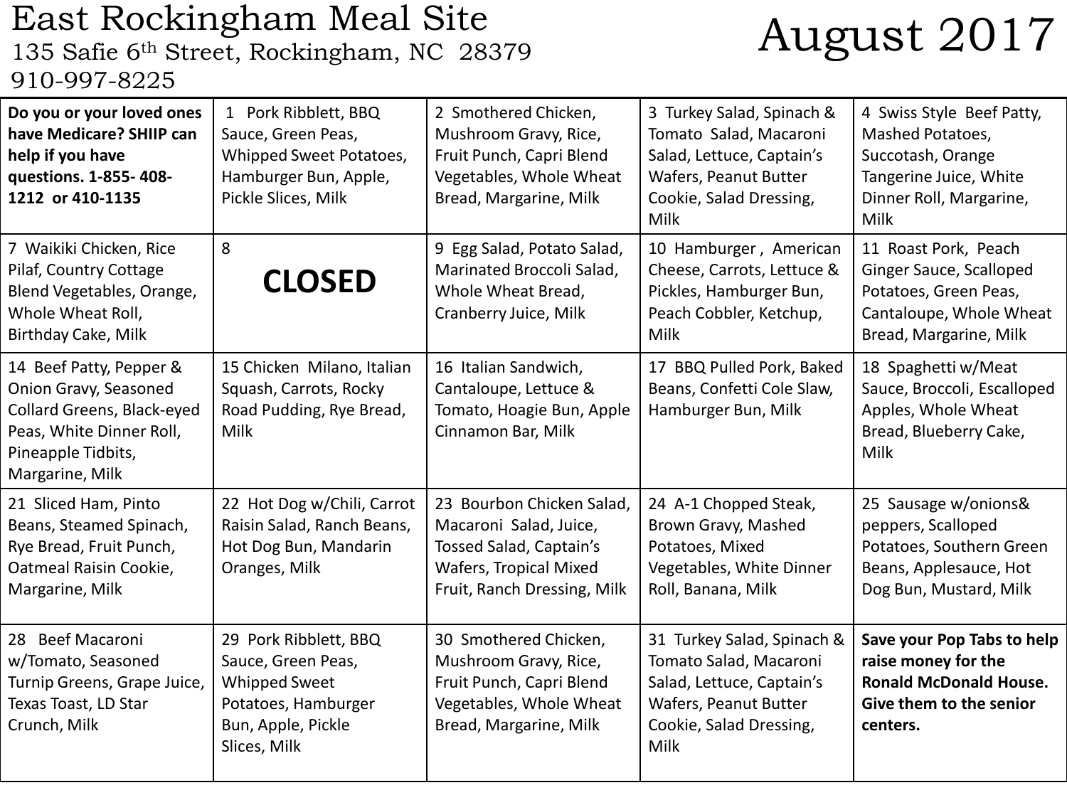# East Rockingham Meal Site

135 Safie 6th Street, Rockingham, NC 28379
910-997-8225

# August 2017

| | | | | |
|---|---|---|---|---|
| **Do you or your loved ones have Medicare? SHIIP can help if you have questions. 1-855- 408-1212 or 410-1135** | 1 Pork Ribblett, BBQ Sauce, Green Peas, Whipped Sweet Potatoes, Hamburger Bun, Apple, Pickle Slices, Milk | 2 Smothered Chicken, Mushroom Gravy, Rice, Fruit Punch, Capri Blend Vegetables, Whole Wheat Bread, Margarine, Milk | 3 Turkey Salad, Spinach & Tomato Salad, Macaroni Salad, Lettuce, Captain's Wafers, Peanut Butter Cookie, Salad Dressing, Milk | 4 Swiss Style Beef Patty, Mashed Potatoes, Succotash, Orange Tangerine Juice, White Dinner Roll, Margarine, Milk |
| 7 Waikiki Chicken, Rice Pilaf, Country Cottage Blend Vegetables, Orange, Whole Wheat Roll, Birthday Cake, Milk | 8 **CLOSED** | 9 Egg Salad, Potato Salad, Marinated Broccoli Salad, Whole Wheat Bread, Cranberry Juice, Milk | 10 Hamburger , American Cheese, Carrots, Lettuce & Pickles, Hamburger Bun, Peach Cobbler, Ketchup, Milk | 11 Roast Pork, Peach Ginger Sauce, Scalloped Potatoes, Green Peas, Cantaloupe, Whole Wheat Bread, Margarine, Milk |
| 14 Beef Patty, Pepper & Onion Gravy, Seasoned Collard Greens, Black-eyed Peas, White Dinner Roll, Pineapple Tidbits, Margarine, Milk | 15 Chicken Milano, Italian Squash, Carrots, Rocky Road Pudding, Rye Bread, Milk | 16 Italian Sandwich, Cantaloupe, Lettuce & Tomato, Hoagie Bun, Apple Cinnamon Bar, Milk | 17 BBQ Pulled Pork, Baked Beans, Confetti Cole Slaw, Hamburger Bun, Milk | 18 Spaghetti w/Meat Sauce, Broccoli, Escalloped Apples, Whole Wheat Bread, Blueberry Cake, Milk |
| 21 Sliced Ham, Pinto Beans, Steamed Spinach, Rye Bread, Fruit Punch, Oatmeal Raisin Cookie, Margarine, Milk | 22 Hot Dog w/Chili, Carrot Raisin Salad, Ranch Beans, Hot Dog Bun, Mandarin Oranges, Milk | 23 Bourbon Chicken Salad, Macaroni Salad, Juice, Tossed Salad, Captain's Wafers, Tropical Mixed Fruit, Ranch Dressing, Milk | 24 A-1 Chopped Steak, Brown Gravy, Mashed Potatoes, Mixed Vegetables, White Dinner Roll, Banana, Milk | 25 Sausage w/onions& peppers, Scalloped Potatoes, Southern Green Beans, Applesauce, Hot Dog Bun, Mustard, Milk |
| 28 Beef Macaroni w/Tomato, Seasoned Turnip Greens, Grape Juice, Texas Toast, LD Star Crunch, Milk | 29 Pork Ribblett, BBQ Sauce, Green Peas, Whipped Sweet Potatoes, Hamburger Bun, Apple, Pickle Slices, Milk | 30 Smothered Chicken, Mushroom Gravy, Rice, Fruit Punch, Capri Blend Vegetables, Whole Wheat Bread, Margarine, Milk | 31 Turkey Salad, Spinach & Tomato Salad, Macaroni Salad, Lettuce, Captain's Wafers, Peanut Butter Cookie, Salad Dressing, Milk | **Save your Pop Tabs to help raise money for the Ronald McDonald House. Give them to the senior centers.** |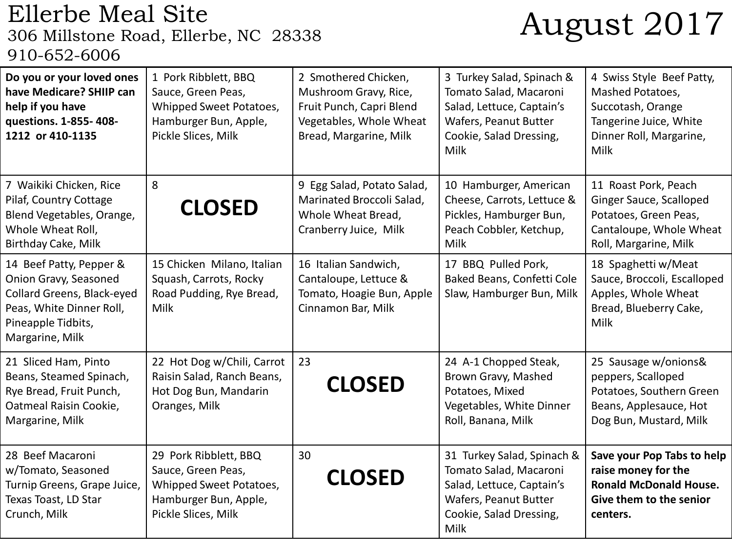# Ellerbe Meal Site

306 Millstone Road, Ellerbe, NC 28338

910-652-6006

## August 2017

| | | | | |
|---|---|---|---|---|
| **Do you or your loved ones have Medicare? SHIIP can help if you have questions. 1-855- 408-1212 or 410-1135** | 1 Pork Ribblett, BBQ Sauce, Green Peas, Whipped Sweet Potatoes, Hamburger Bun, Apple, Pickle Slices, Milk | 2 Smothered Chicken, Mushroom Gravy, Rice, Fruit Punch, Capri Blend Vegetables, Whole Wheat Bread, Margarine, Milk | 3 Turkey Salad, Spinach & Tomato Salad, Macaroni Salad, Lettuce, Captain's Wafers, Peanut Butter Cookie, Salad Dressing, Milk | 4 Swiss Style Beef Patty, Mashed Potatoes, Succotash, Orange Tangerine Juice, White Dinner Roll, Margarine, Milk |
| 7 Waikiki Chicken, Rice Pilaf, Country Cottage Blend Vegetables, Orange, Whole Wheat Roll, Birthday Cake, Milk | 8 **CLOSED** | 9 Egg Salad, Potato Salad, Marinated Broccoli Salad, Whole Wheat Bread, Cranberry Juice, Milk | 10 Hamburger, American Cheese, Carrots, Lettuce & Pickles, Hamburger Bun, Peach Cobbler, Ketchup, Milk | 11 Roast Pork, Peach Ginger Sauce, Scalloped Potatoes, Green Peas, Cantaloupe, Whole Wheat Roll, Margarine, Milk |
| 14 Beef Patty, Pepper & Onion Gravy, Seasoned Collard Greens, Black-eyed Peas, White Dinner Roll, Pineapple Tidbits, Margarine, Milk | 15 Chicken Milano, Italian Squash, Carrots, Rocky Road Pudding, Rye Bread, Milk | 16 Italian Sandwich, Cantaloupe, Lettuce & Tomato, Hoagie Bun, Apple Cinnamon Bar, Milk | 17 BBQ Pulled Pork, Baked Beans, Confetti Cole Slaw, Hamburger Bun, Milk | 18 Spaghetti w/Meat Sauce, Broccoli, Escalloped Apples, Whole Wheat Bread, Blueberry Cake, Milk |
| 21 Sliced Ham, Pinto Beans, Steamed Spinach, Rye Bread, Fruit Punch, Oatmeal Raisin Cookie, Margarine, Milk | 22 Hot Dog w/Chili, Carrot Raisin Salad, Ranch Beans, Hot Dog Bun, Mandarin Oranges, Milk | 23 **CLOSED** | 24 A-1 Chopped Steak, Brown Gravy, Mashed Potatoes, Mixed Vegetables, White Dinner Roll, Banana, Milk | 25 Sausage w/onions& peppers, Scalloped Potatoes, Southern Green Beans, Applesauce, Hot Dog Bun, Mustard, Milk |
| 28 Beef Macaroni w/Tomato, Seasoned Turnip Greens, Grape Juice, Texas Toast, LD Star Crunch, Milk | 29 Pork Ribblett, BBQ Sauce, Green Peas, Whipped Sweet Potatoes, Hamburger Bun, Apple, Pickle Slices, Milk | 30 **CLOSED** | 31 Turkey Salad, Spinach & Tomato Salad, Macaroni Salad, Lettuce, Captain's Wafers, Peanut Butter Cookie, Salad Dressing, Milk | **Save your Pop Tabs to help raise money for the Ronald McDonald House. Give them to the senior centers.** |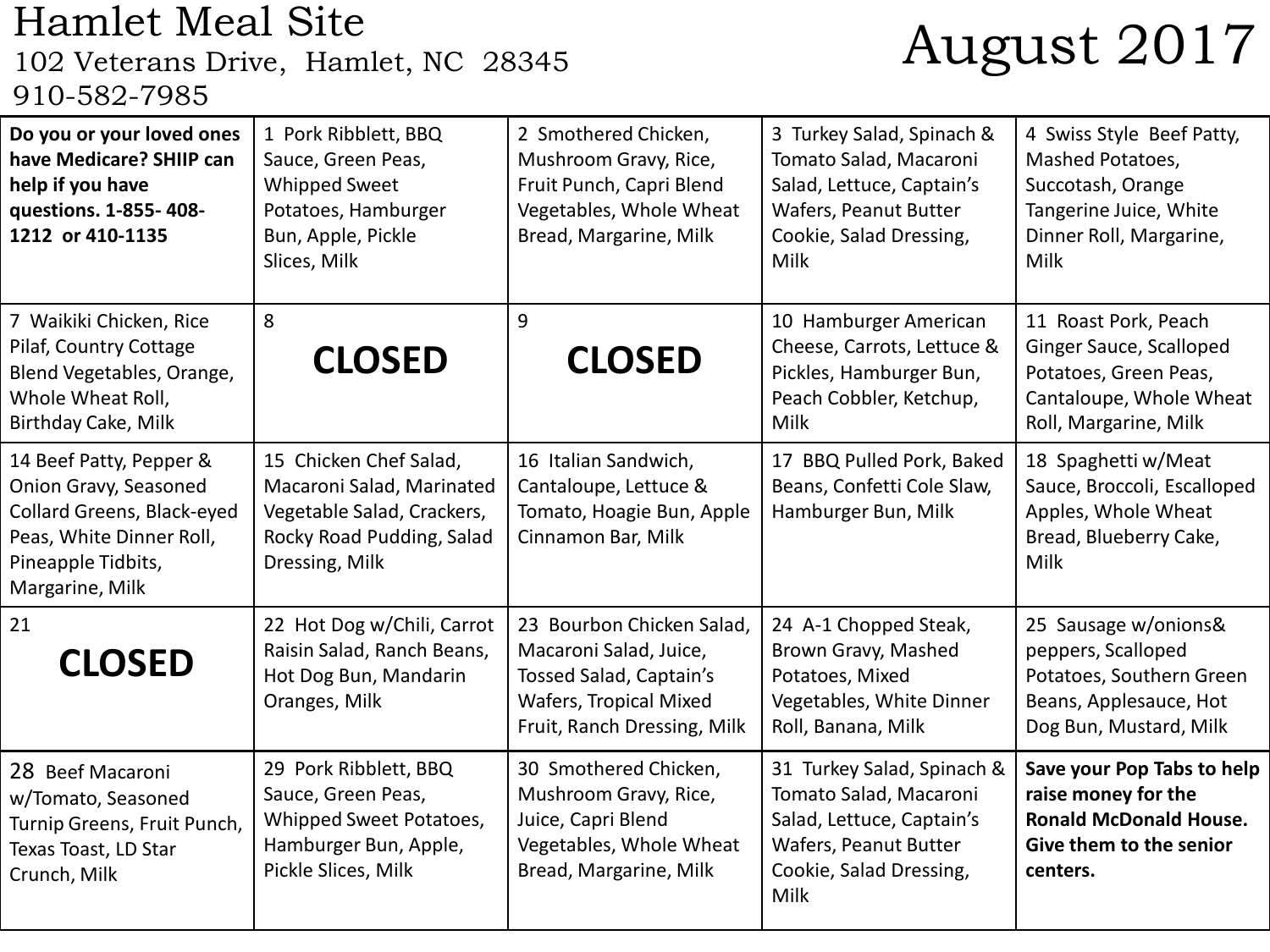# Hamlet Meal Site

102 Veterans Drive, Hamlet, NC 28345

910-582-7985

# August 2017

| | | | | |
|---|---|---|---|---|
| **Do you or your loved ones have Medicare? SHIIP can help if you have questions. 1-855- 408-1212 or 410-1135** | 1 Pork Ribblett, BBQ Sauce, Green Peas, Whipped Sweet Potatoes, Hamburger Bun, Apple, Pickle Slices, Milk | 2 Smothered Chicken, Mushroom Gravy, Rice, Fruit Punch, Capri Blend Vegetables, Whole Wheat Bread, Margarine, Milk | 3 Turkey Salad, Spinach & Tomato Salad, Macaroni Salad, Lettuce, Captain's Wafers, Peanut Butter Cookie, Salad Dressing, Milk | 4 Swiss Style Beef Patty, Mashed Potatoes, Succotash, Orange Tangerine Juice, White Dinner Roll, Margarine, Milk |
| 7 Waikiki Chicken, Rice Pilaf, Country Cottage Blend Vegetables, Orange, Whole Wheat Roll, Birthday Cake, Milk | 8 **CLOSED** | 9 **CLOSED** | 10 Hamburger American Cheese, Carrots, Lettuce & Pickles, Hamburger Bun, Peach Cobbler, Ketchup, Milk | 11 Roast Pork, Peach Ginger Sauce, Scalloped Potatoes, Green Peas, Cantaloupe, Whole Wheat Roll, Margarine, Milk |
| 14 Beef Patty, Pepper & Onion Gravy, Seasoned Collard Greens, Black-eyed Peas, White Dinner Roll, Pineapple Tidbits, Margarine, Milk | 15 Chicken Chef Salad, Macaroni Salad, Marinated Vegetable Salad, Crackers, Rocky Road Pudding, Salad Dressing, Milk | 16 Italian Sandwich, Cantaloupe, Lettuce & Tomato, Hoagie Bun, Apple Cinnamon Bar, Milk | 17 BBQ Pulled Pork, Baked Beans, Confetti Cole Slaw, Hamburger Bun, Milk | 18 Spaghetti w/Meat Sauce, Broccoli, Escalloped Apples, Whole Wheat Bread, Blueberry Cake, Milk |
| 21 **CLOSED** | 22 Hot Dog w/Chili, Carrot Raisin Salad, Ranch Beans, Hot Dog Bun, Mandarin Oranges, Milk | 23 Bourbon Chicken Salad, Macaroni Salad, Juice, Tossed Salad, Captain's Wafers, Tropical Mixed Fruit, Ranch Dressing, Milk | 24 A-1 Chopped Steak, Brown Gravy, Mashed Potatoes, Mixed Vegetables, White Dinner Roll, Banana, Milk | 25 Sausage w/onions& peppers, Scalloped Potatoes, Southern Green Beans, Applesauce, Hot Dog Bun, Mustard, Milk |
| 28 Beef Macaroni w/Tomato, Seasoned Turnip Greens, Fruit Punch, Texas Toast, LD Star Crunch, Milk | 29 Pork Ribblett, BBQ Sauce, Green Peas, Whipped Sweet Potatoes, Hamburger Bun, Apple, Pickle Slices, Milk | 30 Smothered Chicken, Mushroom Gravy, Rice, Juice, Capri Blend Vegetables, Whole Wheat Bread, Margarine, Milk | 31 Turkey Salad, Spinach & Tomato Salad, Macaroni Salad, Lettuce, Captain's Wafers, Peanut Butter Cookie, Salad Dressing, Milk | **Save your Pop Tabs to help raise money for the Ronald McDonald House. Give them to the senior centers.** |